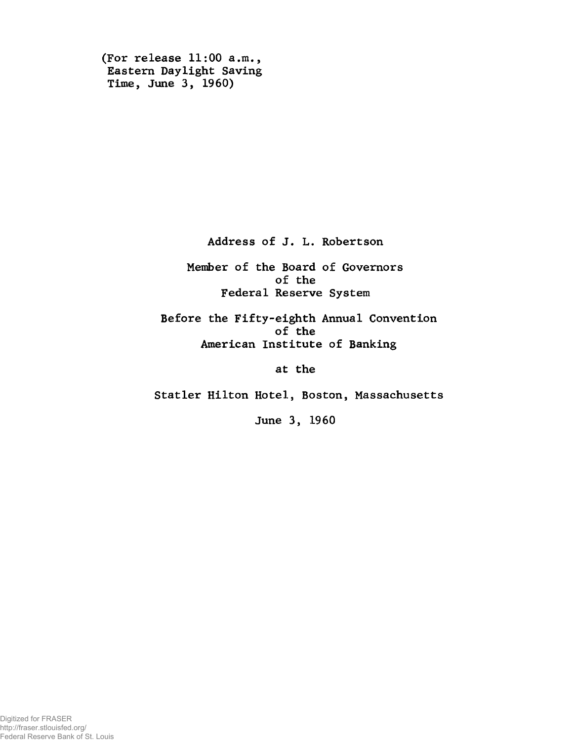(For release 11:00 a.m.,
Eastern Daylight Saving
Time, June 3, 1960)

Address of J. L. Robertson

Member of the Board of Governors
of the
Federal Reserve System

Before the Fifty-eighth Annual Convention
of the
American Institute of Banking

at the

Statler Hilton Hotel, Boston, Massachusetts

June 3, 1960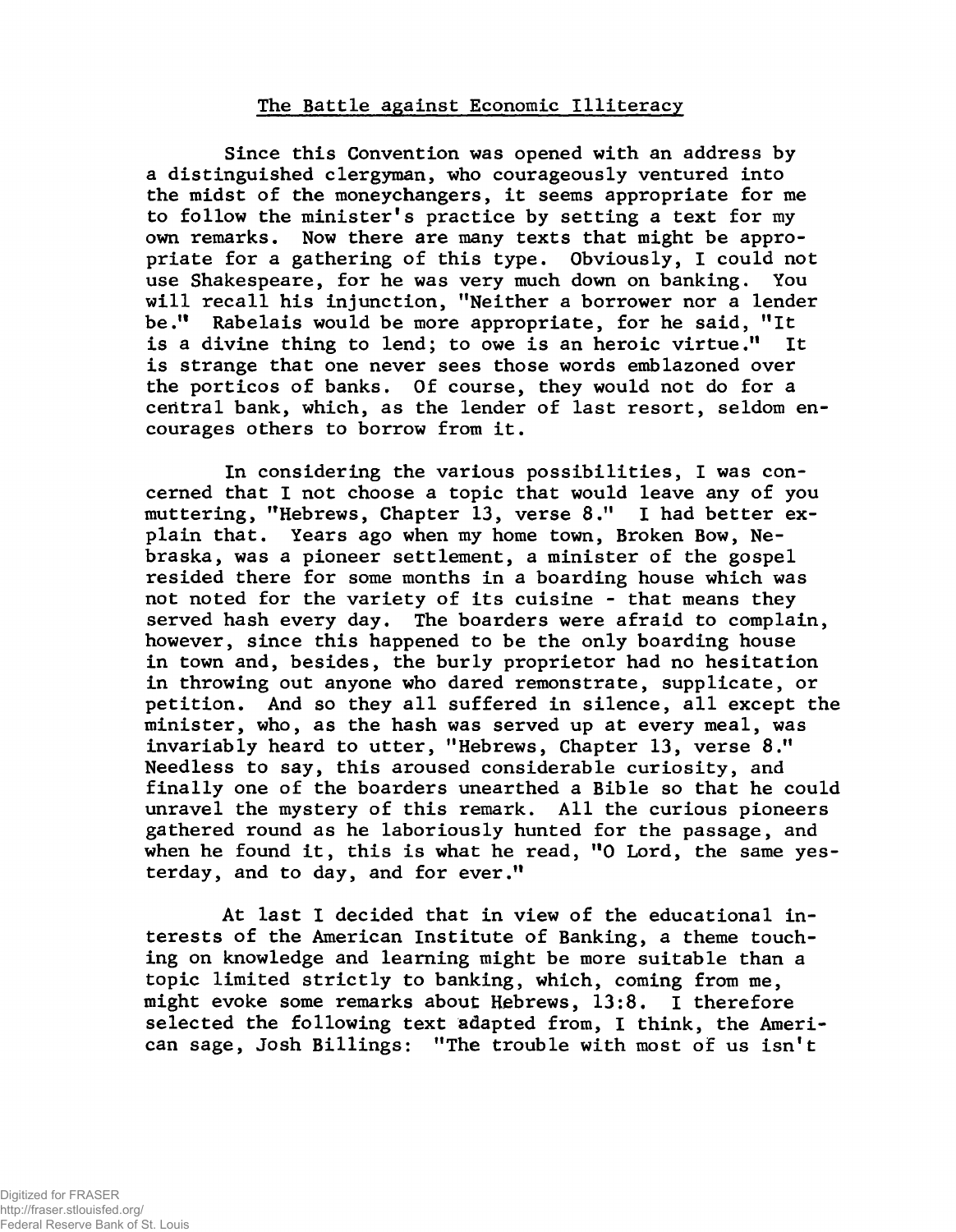# The Battle against Economic Illiteracy

Since this Convention was opened with an address by a distinguished clergyman, who courageously ventured into the midst of the moneychangers, it seems appropriate for me to follow the minister's practice by setting a text for my own remarks. Now there are many texts that might be appropriate for a gathering of this type. Obviously, I could not use Shakespeare, for he was very much down on banking. You will recall his injunction, "Neither a borrower nor a lender be." Rabelais would be more appropriate, for he said, "It is a divine thing to lend; to owe is an heroic virtue." It is strange that one never sees those words emblazoned over the porticos of banks. Of course, they would not do for a central bank, which, as the lender of last resort, seldom encourages others to borrow from it.

In considering the various possibilities, I was concerned that I not choose a topic that would leave any of you muttering, "Hebrews, Chapter 13, verse 8." I had better explain that. Years ago when my home town, Broken Bow, Nebraska, was a pioneer settlement, a minister of the gospel resided there for some months in a boarding house which was not noted for the variety of its cuisine - that means they served hash every day. The boarders were afraid to complain, however, since this happened to be the only boarding house in town and, besides, the burly proprietor had no hesitation in throwing out anyone who dared remonstrate, supplicate, or petition. And so they all suffered in silence, all except the minister, who, as the hash was served up at every meal, was invariably heard to utter, "Hebrews, Chapter 13, verse 8." Needless to say, this aroused considerable curiosity, and finally one of the boarders unearthed a Bible so that he could unravel the mystery of this remark. All the curious pioneers gathered round as he laboriously hunted for the passage, and when he found it, this is what he read, "O Lord, the same yesterday, and to day, and for ever."

At last I decided that in view of the educational interests of the American Institute of Banking, a theme touching on knowledge and learning might be more suitable than a topic limited strictly to banking, which, coming from me, might evoke some remarks about Hebrews, 13:8. I therefore selected the following text adapted from, I think, the American sage, Josh Billings: "The trouble with most of us isn't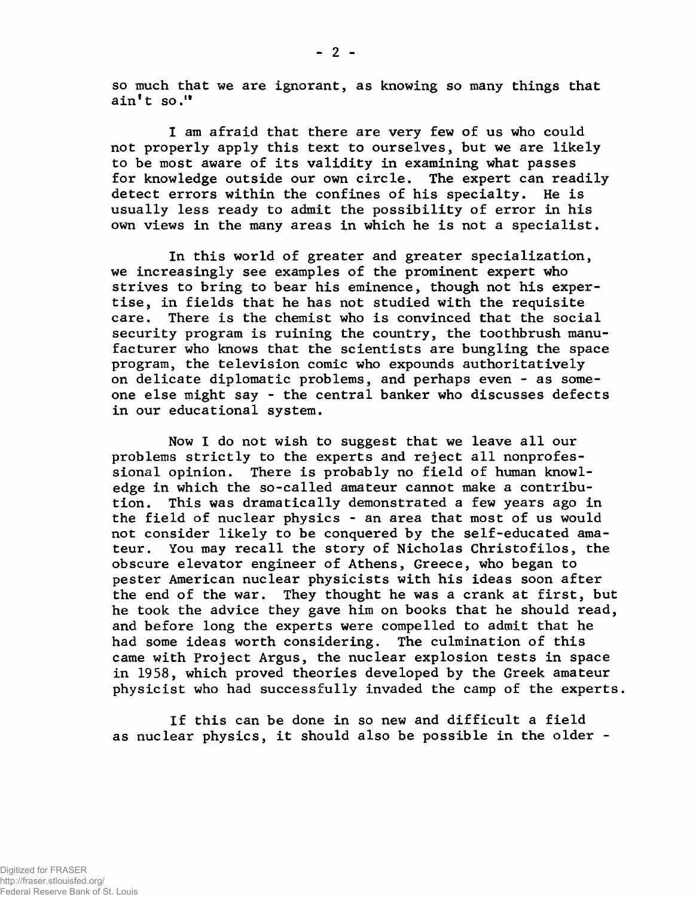so much that we are ignorant, as knowing so many things that ain't so."

I am afraid that there are very few of us who could not properly apply this text to ourselves, but we are likely to be most aware of its validity in examining what passes for knowledge outside our own circle. The expert can readily detect errors within the confines of his specialty. He is usually less ready to admit the possibility of error in his own views in the many areas in which he is not a specialist.

In this world of greater and greater specialization, we increasingly see examples of the prominent expert who strives to bring to bear his eminence, though not his expertise, in fields that he has not studied with the requisite care. There is the chemist who is convinced that the social security program is ruining the country, the toothbrush manufacturer who knows that the scientists are bungling the space program, the television comic who expounds authoritatively on delicate diplomatic problems, and perhaps even - as someone else might say - the central banker who discusses defects in our educational system.

Now I do not wish to suggest that we leave all our problems strictly to the experts and reject all nonprofessional opinion. There is probably no field of human knowledge in which the so-called amateur cannot make a contribution. This was dramatically demonstrated a few years ago in the field of nuclear physics - an area that most of us would not consider likely to be conquered by the self-educated amateur. You may recall the story of Nicholas Christofilos, the obscure elevator engineer of Athens, Greece, who began to pester American nuclear physicists with his ideas soon after the end of the war. They thought he was a crank at first, but he took the advice they gave him on books that he should read, and before long the experts were compelled to admit that he had some ideas worth considering. The culmination of this came with Project Argus, the nuclear explosion tests in space in 1958, which proved theories developed by the Greek amateur physicist who had successfully invaded the camp of the experts.

If this can be done in so new and difficult a field as nuclear physics, it should also be possible in the older -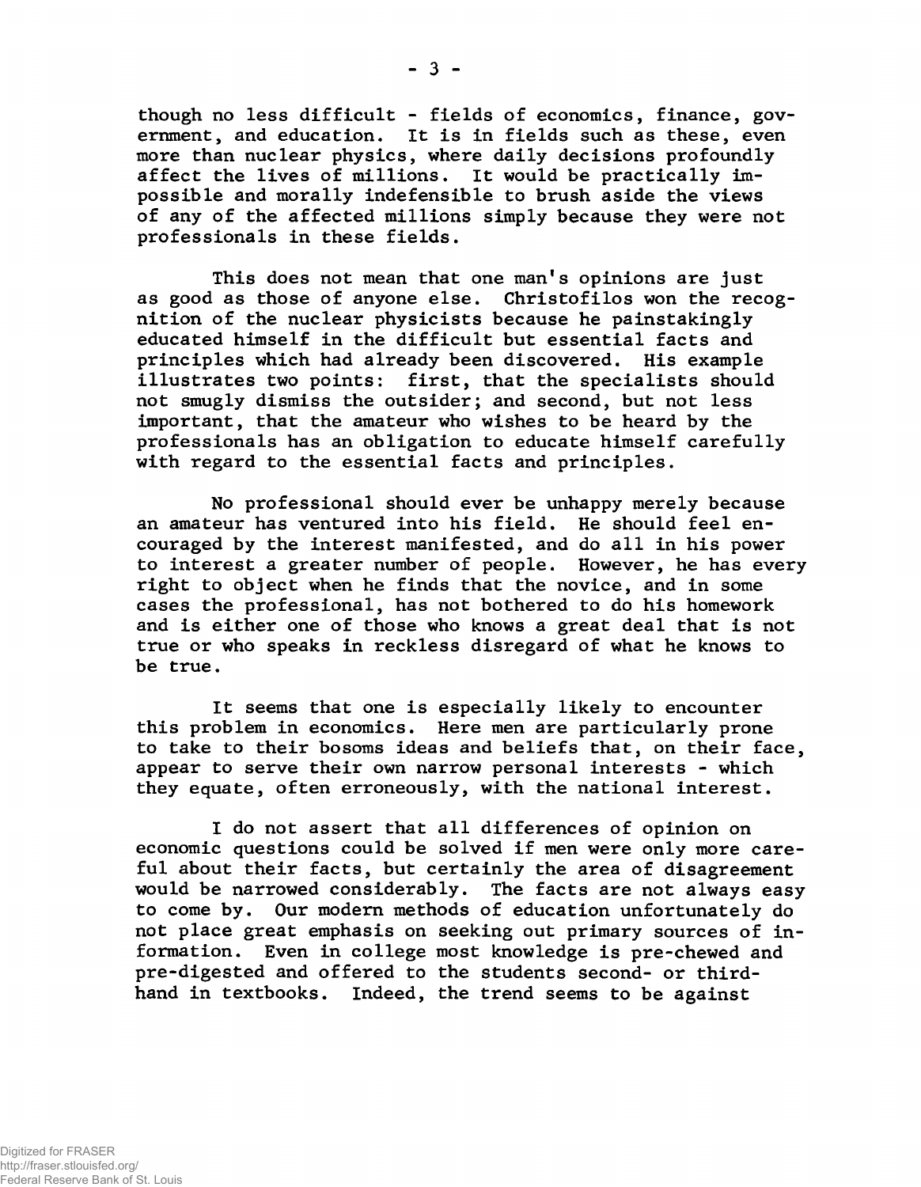though no less difficult - fields of economics, finance, government, and education. It is in fields such as these, even more than nuclear physics, where daily decisions profoundly affect the lives of millions. It would be practically impossible and morally indefensible to brush aside the views of any of the affected millions simply because they were not professionals in these fields.

This does not mean that one man's opinions are just as good as those of anyone else. Christofilos won the recognition of the nuclear physicists because he painstakingly educated himself in the difficult but essential facts and principles which had already been discovered. His example illustrates two points: first, that the specialists should not smugly dismiss the outsider; and second, but not less important, that the amateur who wishes to be heard by the professionals has an obligation to educate himself carefully with regard to the essential facts and principles.

No professional should ever be unhappy merely because an amateur has ventured into his field. He should feel encouraged by the interest manifested, and do all in his power to interest a greater number of people. However, he has every right to object when he finds that the novice, and in some cases the professional, has not bothered to do his homework and is either one of those who knows a great deal that is not true or who speaks in reckless disregard of what he knows to be true.

It seems that one is especially likely to encounter this problem in economics. Here men are particularly prone to take to their bosoms ideas and beliefs that, on their face, appear to serve their own narrow personal interests - which they equate, often erroneously, with the national interest.

I do not assert that all differences of opinion on economic questions could be solved if men were only more careful about their facts, but certainly the area of disagreement would be narrowed considerably. The facts are not always easy to come by. Our modern methods of education unfortunately do not place great emphasis on seeking out primary sources of information. Even in college most knowledge is pre-chewed and pre-digested and offered to the students second- or third-hand in textbooks. Indeed, the trend seems to be against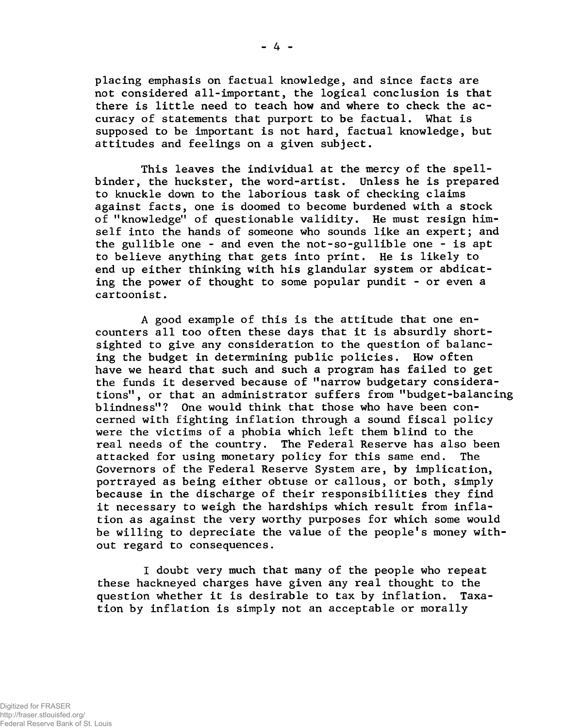placing emphasis on factual knowledge, and since facts are not considered all-important, the logical conclusion is that there is little need to teach how and where to check the accuracy of statements that purport to be factual. What is supposed to be important is not hard, factual knowledge, but attitudes and feelings on a given subject.

This leaves the individual at the mercy of the spellbinder, the huckster, the word-artist. Unless he is prepared to knuckle down to the laborious task of checking claims against facts, one is doomed to become burdened with a stock of "knowledge" of questionable validity. He must resign himself into the hands of someone who sounds like an expert; and the gullible one - and even the not-so-gullible one - is apt to believe anything that gets into print. He is likely to end up either thinking with his glandular system or abdicating the power of thought to some popular pundit - or even a cartoonist.

A good example of this is the attitude that one encounters all too often these days that it is absurdly shortsighted to give any consideration to the question of balancing the budget in determining public policies. How often have we heard that such and such a program has failed to get the funds it deserved because of "narrow budgetary considerations", or that an administrator suffers from "budget-balancing blindness"? One would think that those who have been concerned with fighting inflation through a sound fiscal policy were the victims of a phobia which left them blind to the real needs of the country. The Federal Reserve has also been attacked for using monetary policy for this same end. The Governors of the Federal Reserve System are, by implication, portrayed as being either obtuse or callous, or both, simply because in the discharge of their responsibilities they find it necessary to weigh the hardships which result from inflation as against the very worthy purposes for which some would be willing to depreciate the value of the people's money without regard to consequences.

I doubt very much that many of the people who repeat these hackneyed charges have given any real thought to the question whether it is desirable to tax by inflation. Taxation by inflation is simply not an acceptable or morally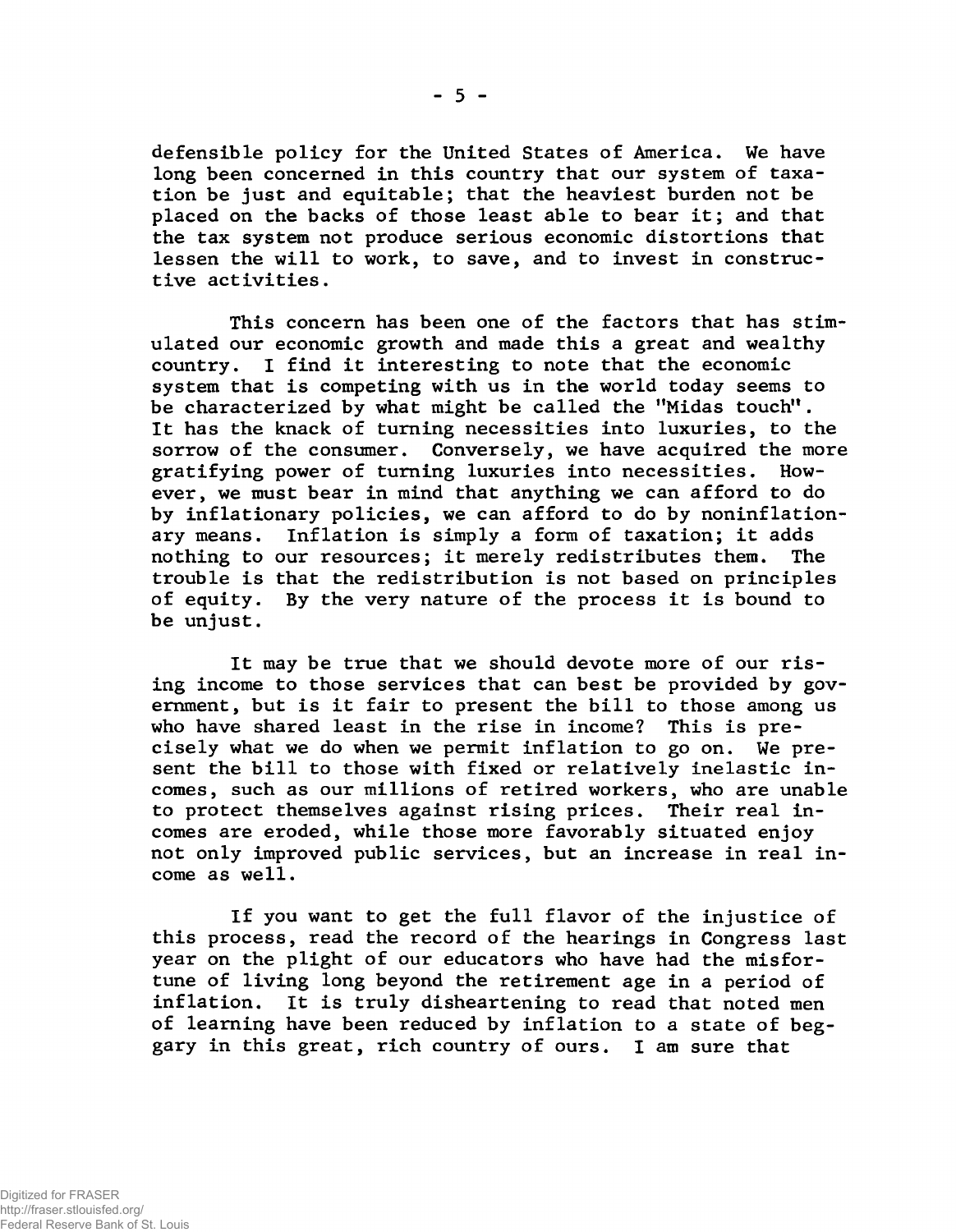defensible policy for the United States of America. We have long been concerned in this country that our system of taxation be just and equitable; that the heaviest burden not be placed on the backs of those least able to bear it; and that the tax system not produce serious economic distortions that lessen the will to work, to save, and to invest in constructive activities.

This concern has been one of the factors that has stimulated our economic growth and made this a great and wealthy country. I find it interesting to note that the economic system that is competing with us in the world today seems to be characterized by what might be called the "Midas touch". It has the knack of turning necessities into luxuries, to the sorrow of the consumer. Conversely, we have acquired the more gratifying power of turning luxuries into necessities. However, we must bear in mind that anything we can afford to do by inflationary policies, we can afford to do by noninflationary means. Inflation is simply a form of taxation; it adds nothing to our resources; it merely redistributes them. The trouble is that the redistribution is not based on principles of equity. By the very nature of the process it is bound to be unjust.

It may be true that we should devote more of our rising income to those services that can best be provided by government, but is it fair to present the bill to those among us who have shared least in the rise in income? This is precisely what we do when we permit inflation to go on. We present the bill to those with fixed or relatively inelastic incomes, such as our millions of retired workers, who are unable to protect themselves against rising prices. Their real incomes are eroded, while those more favorably situated enjoy not only improved public services, but an increase in real income as well.

If you want to get the full flavor of the injustice of this process, read the record of the hearings in Congress last year on the plight of our educators who have had the misfortune of living long beyond the retirement age in a period of inflation. It is truly disheartening to read that noted men of learning have been reduced by inflation to a state of beggary in this great, rich country of ours. I am sure that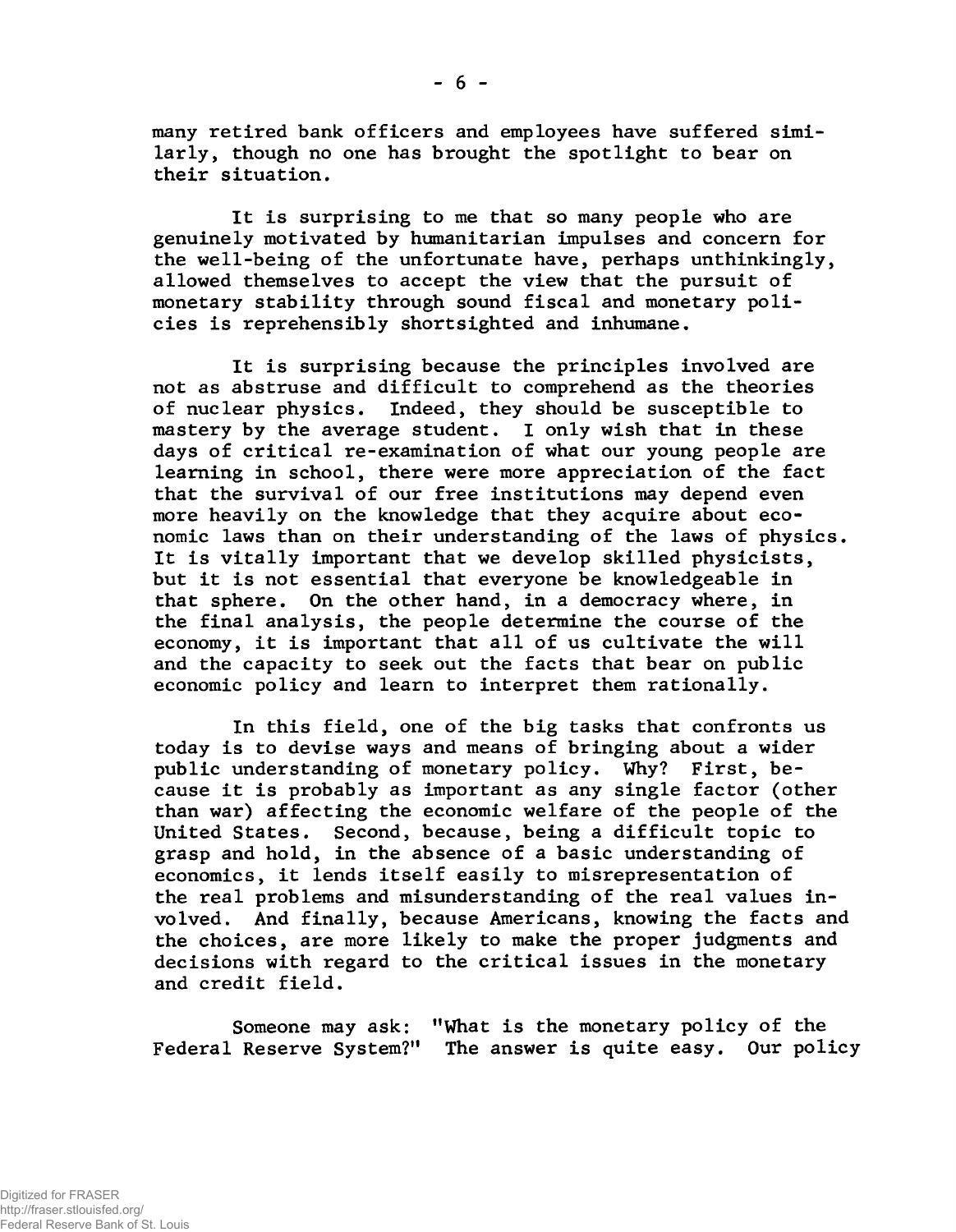many retired bank officers and employees have suffered similarly, though no one has brought the spotlight to bear on their situation.

It is surprising to me that so many people who are genuinely motivated by humanitarian impulses and concern for the well-being of the unfortunate have, perhaps unthinkingly, allowed themselves to accept the view that the pursuit of monetary stability through sound fiscal and monetary policies is reprehensibly shortsighted and inhumane.

It is surprising because the principles involved are not as abstruse and difficult to comprehend as the theories of nuclear physics. Indeed, they should be susceptible to mastery by the average student. I only wish that in these days of critical re-examination of what our young people are learning in school, there were more appreciation of the fact that the survival of our free institutions may depend even more heavily on the knowledge that they acquire about economic laws than on their understanding of the laws of physics. It is vitally important that we develop skilled physicists, but it is not essential that everyone be knowledgeable in that sphere. On the other hand, in a democracy where, in the final analysis, the people determine the course of the economy, it is important that all of us cultivate the will and the capacity to seek out the facts that bear on public economic policy and learn to interpret them rationally.

In this field, one of the big tasks that confronts us today is to devise ways and means of bringing about a wider public understanding of monetary policy. Why? First, because it is probably as important as any single factor (other than war) affecting the economic welfare of the people of the United States. Second, because, being a difficult topic to grasp and hold, in the absence of a basic understanding of economics, it lends itself easily to misrepresentation of the real problems and misunderstanding of the real values involved. And finally, because Americans, knowing the facts and the choices, are more likely to make the proper judgments and decisions with regard to the critical issues in the monetary and credit field.

Someone may ask: "What is the monetary policy of the Federal Reserve System?" The answer is quite easy. Our policy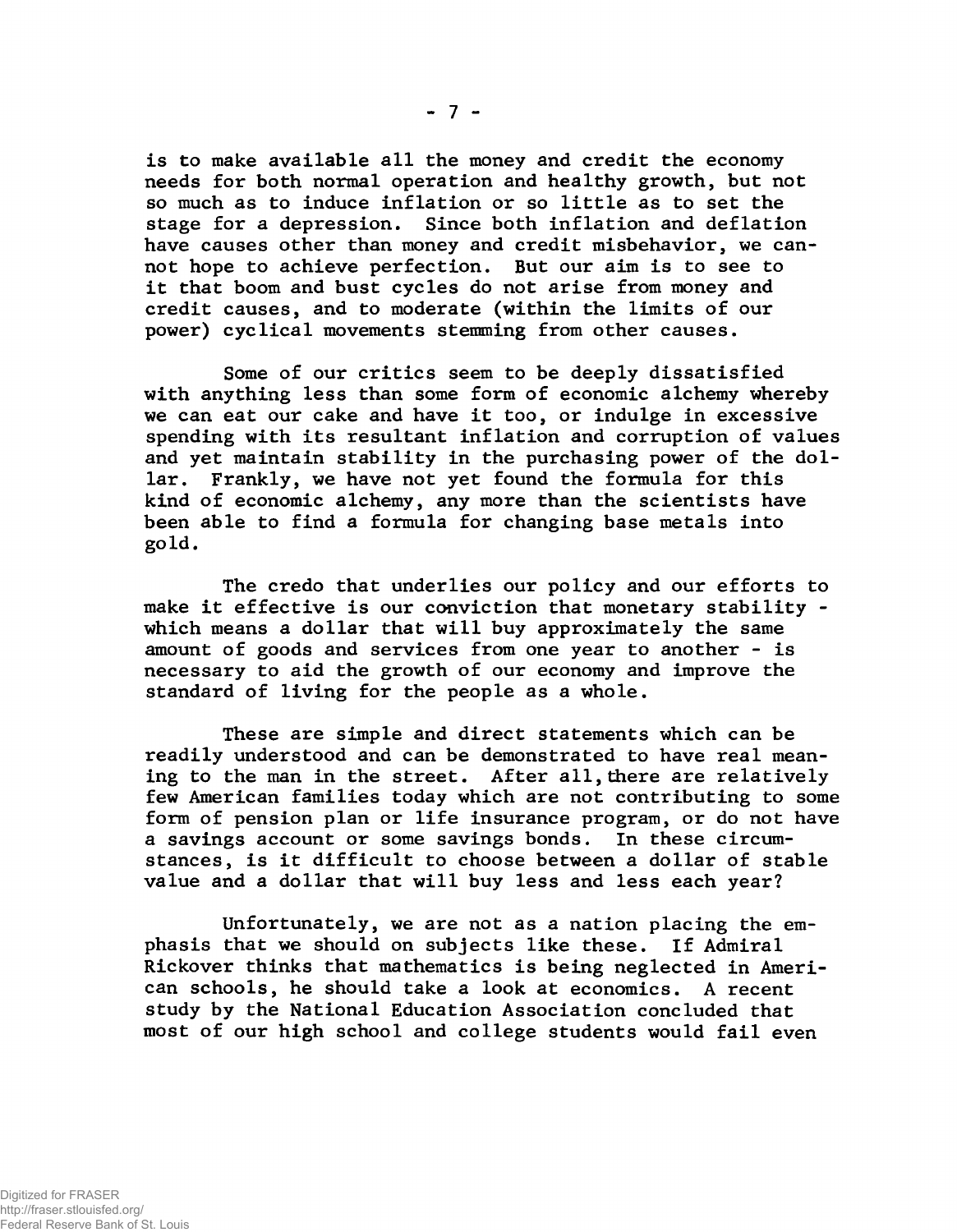is to make available all the money and credit the economy needs for both normal operation and healthy growth, but not so much as to induce inflation or so little as to set the stage for a depression. Since both inflation and deflation have causes other than money and credit misbehavior, we cannot hope to achieve perfection. But our aim is to see to it that boom and bust cycles do not arise from money and credit causes, and to moderate (within the limits of our power) cyclical movements stemming from other causes.

Some of our critics seem to be deeply dissatisfied with anything less than some form of economic alchemy whereby we can eat our cake and have it too, or indulge in excessive spending with its resultant inflation and corruption of values and yet maintain stability in the purchasing power of the dollar. Frankly, we have not yet found the formula for this kind of economic alchemy, any more than the scientists have been able to find a formula for changing base metals into gold.

The credo that underlies our policy and our efforts to make it effective is our conviction that monetary stability - which means a dollar that will buy approximately the same amount of goods and services from one year to another - is necessary to aid the growth of our economy and improve the standard of living for the people as a whole.

These are simple and direct statements which can be readily understood and can be demonstrated to have real meaning to the man in the street. After all, there are relatively few American families today which are not contributing to some form of pension plan or life insurance program, or do not have a savings account or some savings bonds. In these circumstances, is it difficult to choose between a dollar of stable value and a dollar that will buy less and less each year?

Unfortunately, we are not as a nation placing the emphasis that we should on subjects like these. If Admiral Rickover thinks that mathematics is being neglected in American schools, he should take a look at economics. A recent study by the National Education Association concluded that most of our high school and college students would fail even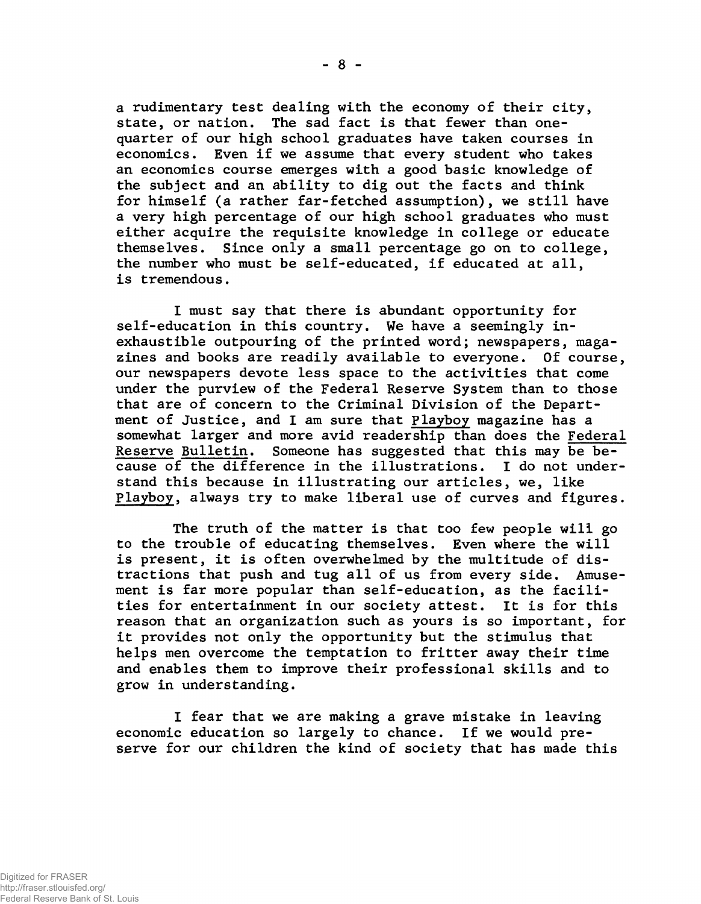a rudimentary test dealing with the economy of their city, state, or nation. The sad fact is that fewer than one-quarter of our high school graduates have taken courses in economics. Even if we assume that every student who takes an economics course emerges with a good basic knowledge of the subject and an ability to dig out the facts and think for himself (a rather far-fetched assumption), we still have a very high percentage of our high school graduates who must either acquire the requisite knowledge in college or educate themselves. Since only a small percentage go on to college, the number who must be self-educated, if educated at all, is tremendous.

I must say that there is abundant opportunity for self-education in this country. We have a seemingly inexhaustible outpouring of the printed word; newspapers, magazines and books are readily available to everyone. Of course, our newspapers devote less space to the activities that come under the purview of the Federal Reserve System than to those that are of concern to the Criminal Division of the Department of Justice, and I am sure that _Playboy_ magazine has a somewhat larger and more avid readership than does the _Federal Reserve Bulletin_. Someone has suggested that this may be because of the difference in the illustrations. I do not understand this because in illustrating our articles, we, like _Playboy_, always try to make liberal use of curves and figures.

The truth of the matter is that too few people will go to the trouble of educating themselves. Even where the will is present, it is often overwhelmed by the multitude of distractions that push and tug all of us from every side. Amusement is far more popular than self-education, as the facilities for entertainment in our society attest. It is for this reason that an organization such as yours is so important, for it provides not only the opportunity but the stimulus that helps men overcome the temptation to fritter away their time and enables them to improve their professional skills and to grow in understanding.

I fear that we are making a grave mistake in leaving economic education so largely to chance. If we would preserve for our children the kind of society that has made this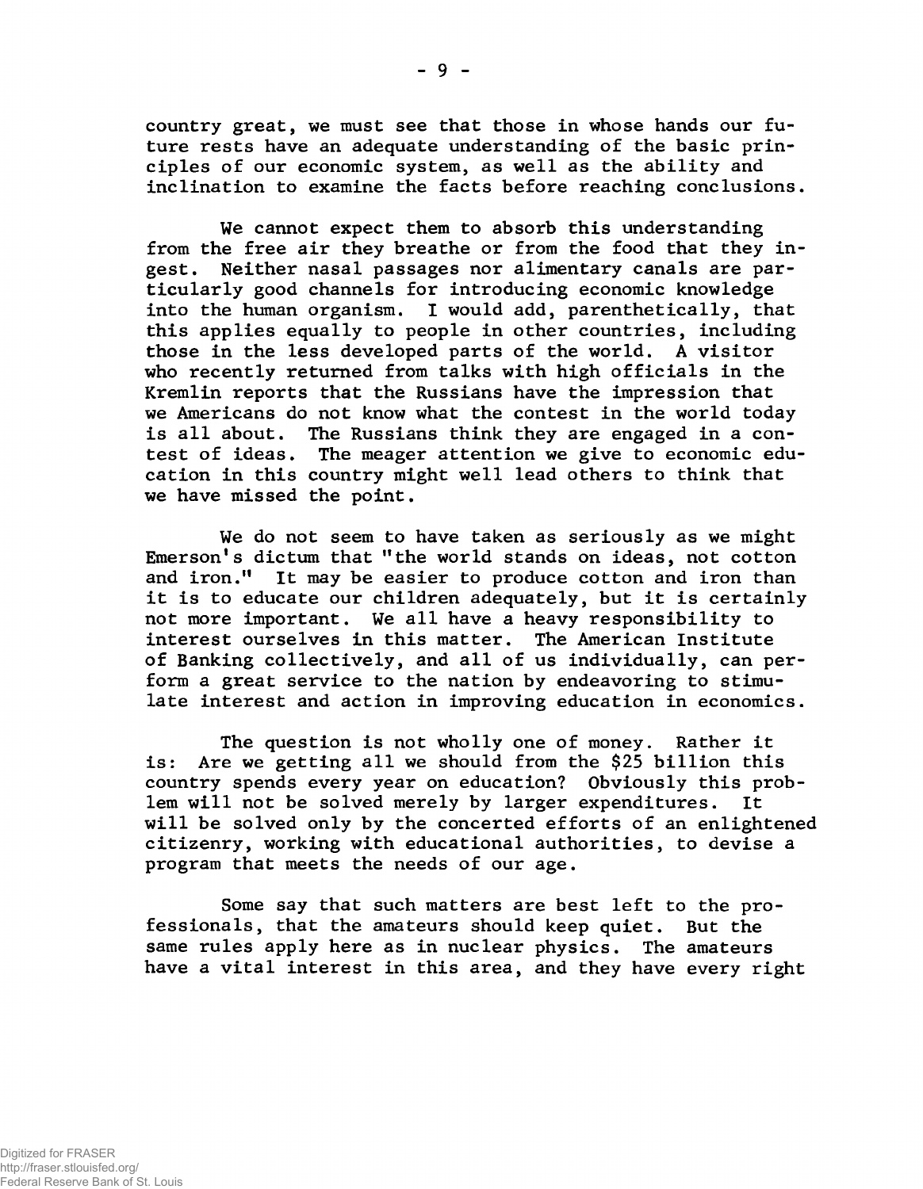country great, we must see that those in whose hands our future rests have an adequate understanding of the basic principles of our economic system, as well as the ability and inclination to examine the facts before reaching conclusions.

We cannot expect them to absorb this understanding from the free air they breathe or from the food that they ingest. Neither nasal passages nor alimentary canals are particularly good channels for introducing economic knowledge into the human organism. I would add, parenthetically, that this applies equally to people in other countries, including those in the less developed parts of the world. A visitor who recently returned from talks with high officials in the Kremlin reports that the Russians have the impression that we Americans do not know what the contest in the world today is all about. The Russians think they are engaged in a contest of ideas. The meager attention we give to economic education in this country might well lead others to think that we have missed the point.

We do not seem to have taken as seriously as we might Emerson's dictum that "the world stands on ideas, not cotton and iron." It may be easier to produce cotton and iron than it is to educate our children adequately, but it is certainly not more important. We all have a heavy responsibility to interest ourselves in this matter. The American Institute of Banking collectively, and all of us individually, can perform a great service to the nation by endeavoring to stimulate interest and action in improving education in economics.

The question is not wholly one of money. Rather it is: Are we getting all we should from the $25 billion this country spends every year on education? Obviously this problem will not be solved merely by larger expenditures. It will be solved only by the concerted efforts of an enlightened citizenry, working with educational authorities, to devise a program that meets the needs of our age.

Some say that such matters are best left to the professionals, that the amateurs should keep quiet. But the same rules apply here as in nuclear physics. The amateurs have a vital interest in this area, and they have every right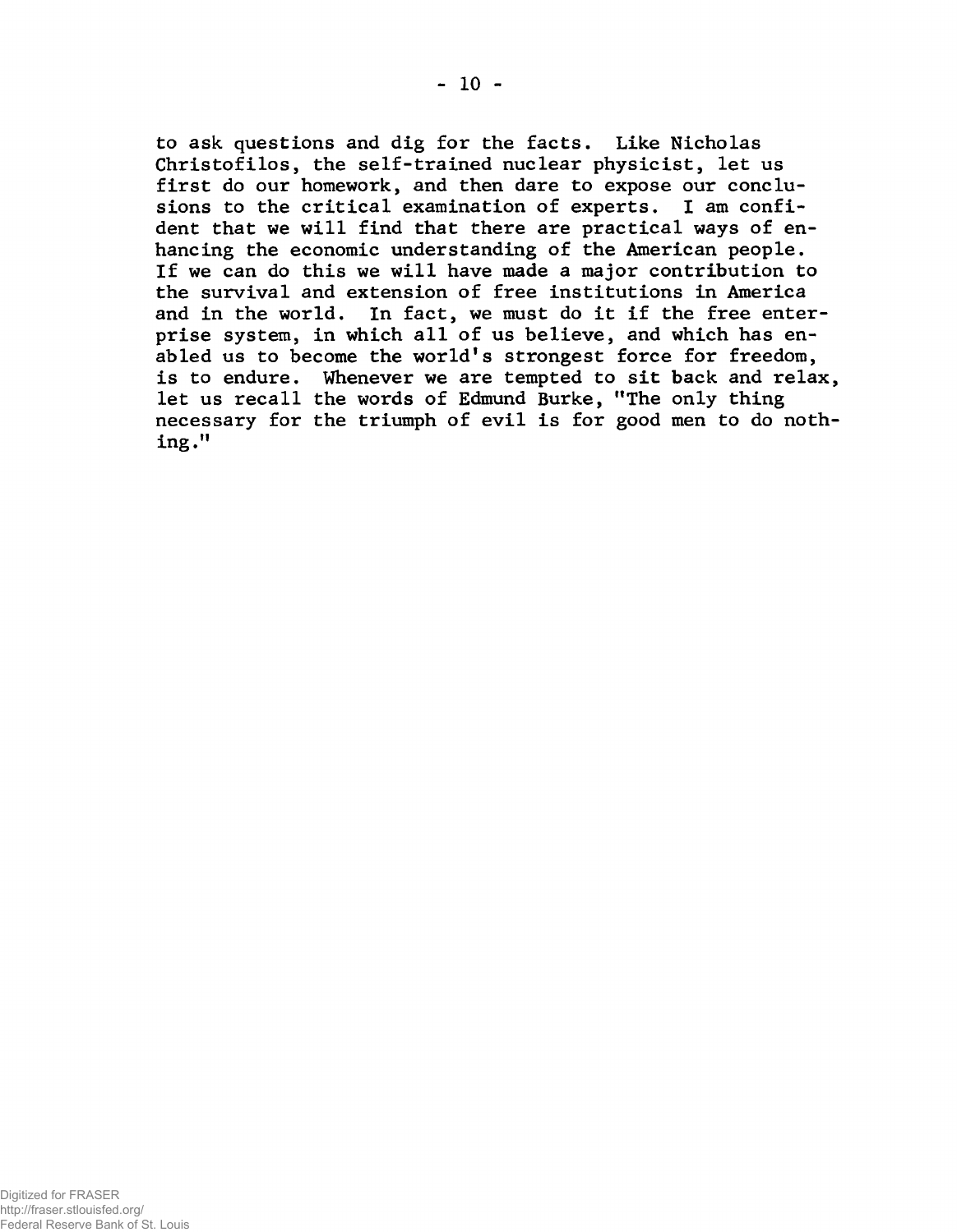to ask questions and dig for the facts. Like Nicholas Christofilos, the self-trained nuclear physicist, let us first do our homework, and then dare to expose our conclusions to the critical examination of experts. I am confident that we will find that there are practical ways of enhancing the economic understanding of the American people. If we can do this we will have made a major contribution to the survival and extension of free institutions in America and in the world. In fact, we must do it if the free enterprise system, in which all of us believe, and which has enabled us to become the world's strongest force for freedom, is to endure. Whenever we are tempted to sit back and relax, let us recall the words of Edmund Burke, "The only thing necessary for the triumph of evil is for good men to do nothing."